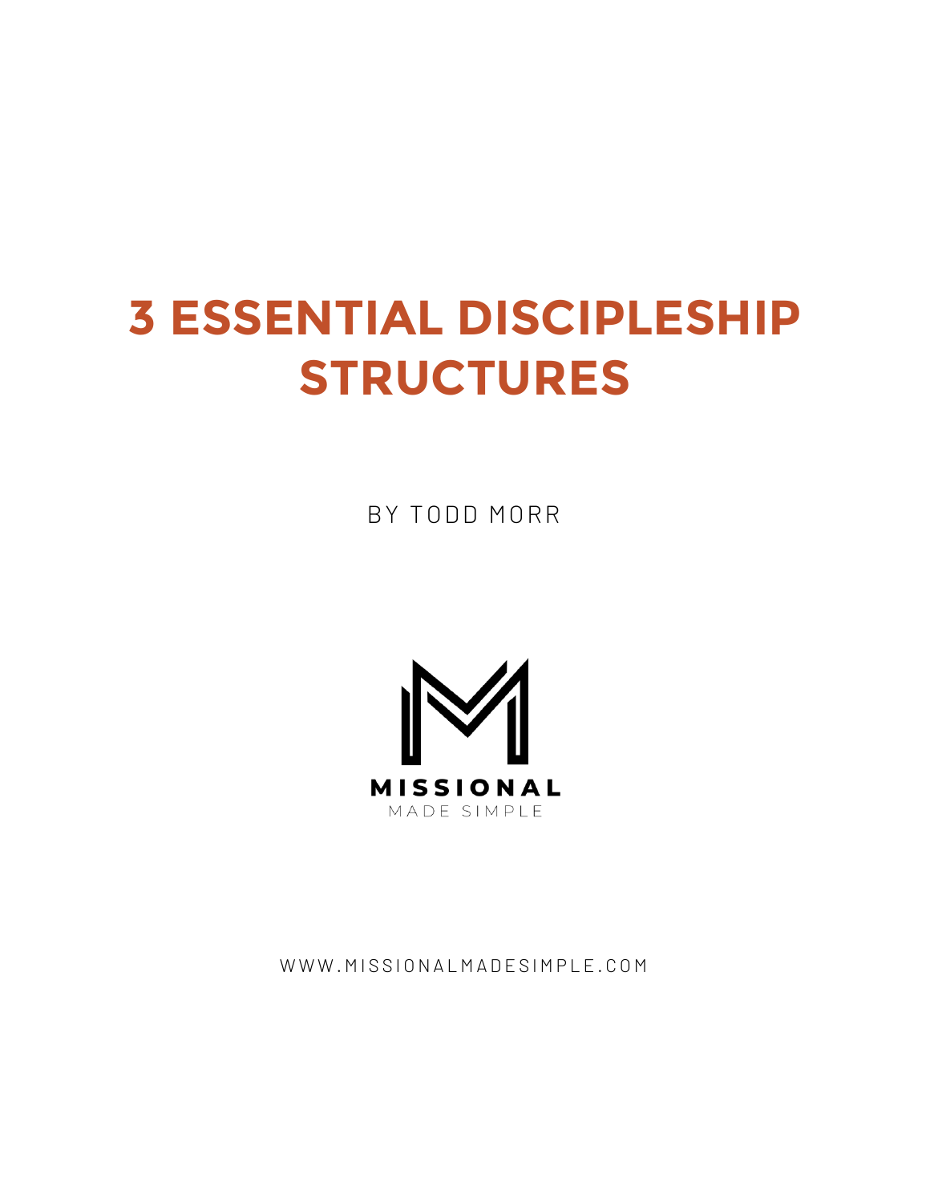# 3 ESSENTIAL DISCIPLESHIP STRUCTURES

BY TODD MORR

MISSIONAL

MADE SIMPLE

WWW.MISSIONALMADESIMPLE.COM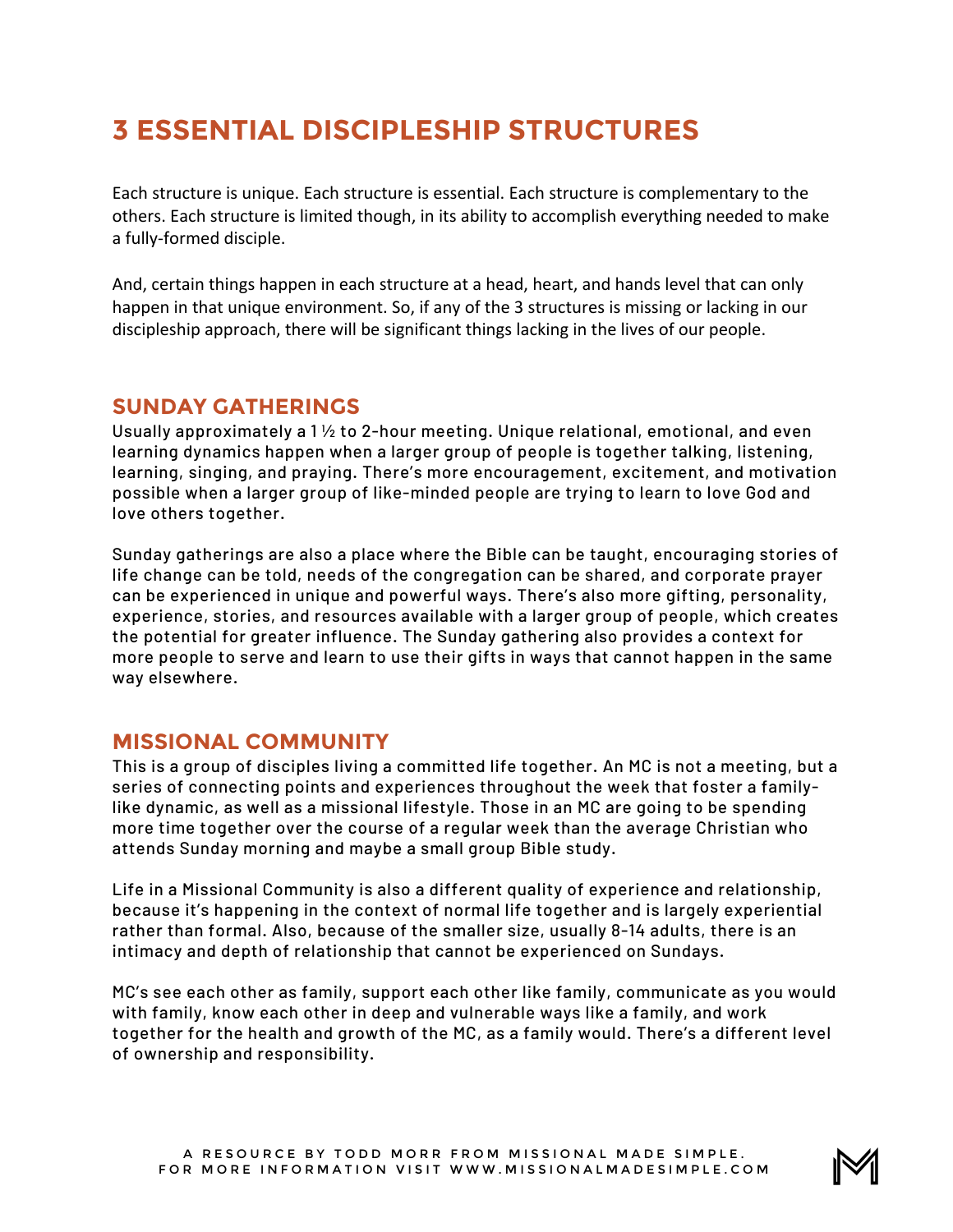# 3 ESSENTIAL DISCIPLESHIP STRUCTURES

Each structure is unique. Each structure is essential. Each structure is complementary to the others. Each structure is limited though, in its ability to accomplish everything needed to make a fully-formed disciple.

And, certain things happen in each structure at a head, heart, and hands level that can only happen in that unique environment. So, if any of the 3 structures is missing or lacking in our discipleship approach, there will be significant things lacking in the lives of our people.

## SUNDAY GATHERINGS

Usually approximately a 1 ½ to 2-hour meeting. Unique relational, emotional, and even learning dynamics happen when a larger group of people is together talking, listening, learning, singing, and praying. There's more encouragement, excitement, and motivation possible when a larger group of like-minded people are trying to learn to love God and love others together.

Sunday gatherings are also a place where the Bible can be taught, encouraging stories of life change can be told, needs of the congregation can be shared, and corporate prayer can be experienced in unique and powerful ways. There's also more gifting, personality, experience, stories, and resources available with a larger group of people, which creates the potential for greater influence. The Sunday gathering also provides a context for more people to serve and learn to use their gifts in ways that cannot happen in the same way elsewhere.

## MISSIONAL COMMUNITY

This is a group of disciples living a committed life together. An MC is not a meeting, but a series of connecting points and experiences throughout the week that foster a family-like dynamic, as well as a missional lifestyle. Those in an MC are going to be spending more time together over the course of a regular week than the average Christian who attends Sunday morning and maybe a small group Bible study.

Life in a Missional Community is also a different quality of experience and relationship, because it's happening in the context of normal life together and is largely experiential rather than formal. Also, because of the smaller size, usually 8-14 adults, there is an intimacy and depth of relationship that cannot be experienced on Sundays.

MC's see each other as family, support each other like family, communicate as you would with family, know each other in deep and vulnerable ways like a family, and work together for the health and growth of the MC, as a family would. There's a different level of ownership and responsibility.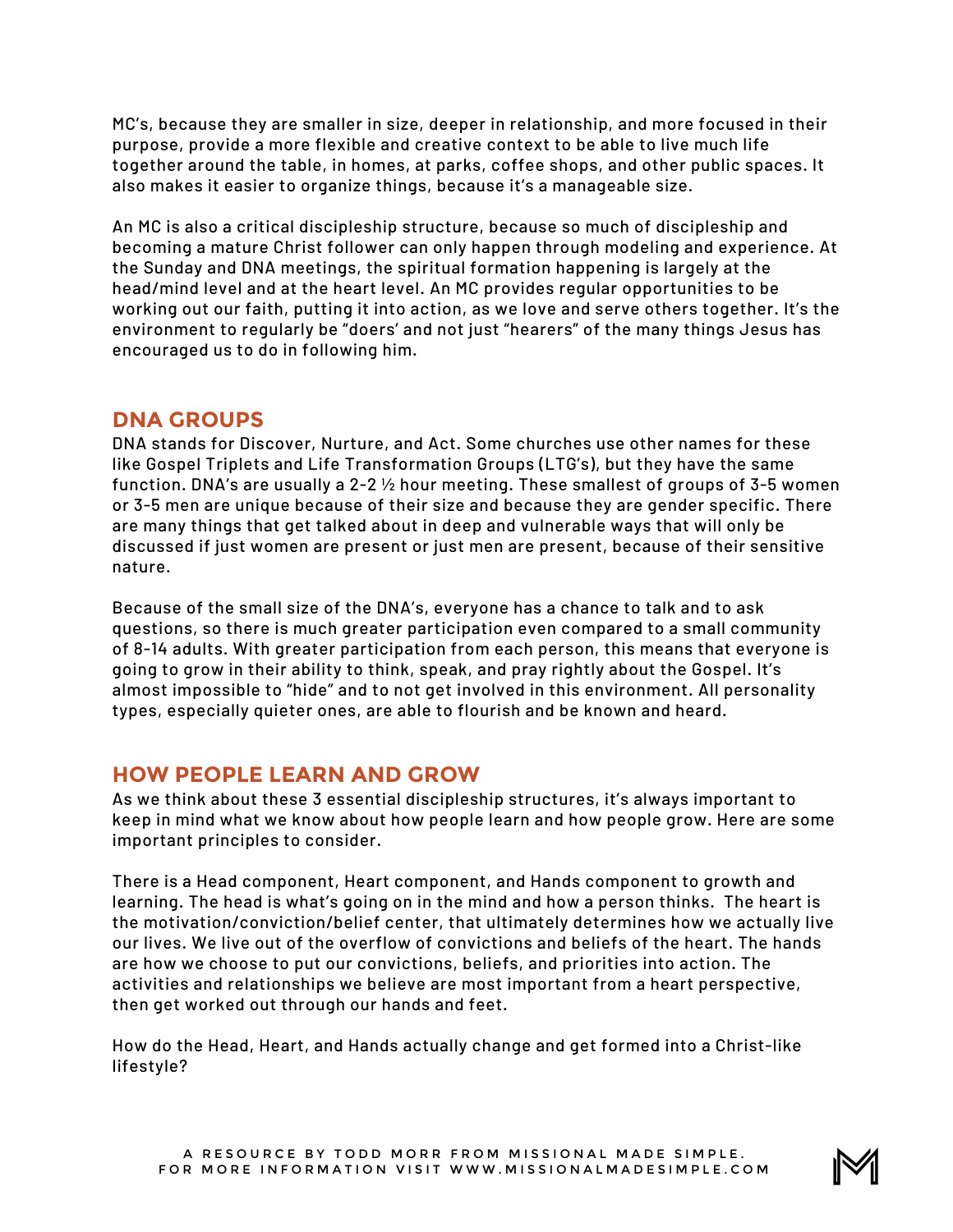MC's, because they are smaller in size, deeper in relationship, and more focused in their purpose, provide a more flexible and creative context to be able to live much life together around the table, in homes, at parks, coffee shops, and other public spaces. It also makes it easier to organize things, because it's a manageable size.

An MC is also a critical discipleship structure, because so much of discipleship and becoming a mature Christ follower can only happen through modeling and experience. At the Sunday and DNA meetings, the spiritual formation happening is largely at the head/mind level and at the heart level. An MC provides regular opportunities to be working out our faith, putting it into action, as we love and serve others together. It's the environment to regularly be "doers' and not just "hearers" of the many things Jesus has encouraged us to do in following him.

## DNA GROUPS

DNA stands for Discover, Nurture, and Act. Some churches use other names for these like Gospel Triplets and Life Transformation Groups (LTG's), but they have the same function. DNA's are usually a 2-2 ½ hour meeting. These smallest of groups of 3-5 women or 3-5 men are unique because of their size and because they are gender specific. There are many things that get talked about in deep and vulnerable ways that will only be discussed if just women are present or just men are present, because of their sensitive nature.

Because of the small size of the DNA's, everyone has a chance to talk and to ask questions, so there is much greater participation even compared to a small community of 8-14 adults. With greater participation from each person, this means that everyone is going to grow in their ability to think, speak, and pray rightly about the Gospel. It's almost impossible to "hide" and to not get involved in this environment. All personality types, especially quieter ones, are able to flourish and be known and heard.

## HOW PEOPLE LEARN AND GROW

As we think about these 3 essential discipleship structures, it's always important to keep in mind what we know about how people learn and how people grow. Here are some important principles to consider.

There is a Head component, Heart component, and Hands component to growth and learning. The head is what's going on in the mind and how a person thinks. The heart is the motivation/conviction/belief center, that ultimately determines how we actually live our lives. We live out of the overflow of convictions and beliefs of the heart. The hands are how we choose to put our convictions, beliefs, and priorities into action. The activities and relationships we believe are most important from a heart perspective, then get worked out through our hands and feet.

How do the Head, Heart, and Hands actually change and get formed into a Christ-like lifestyle?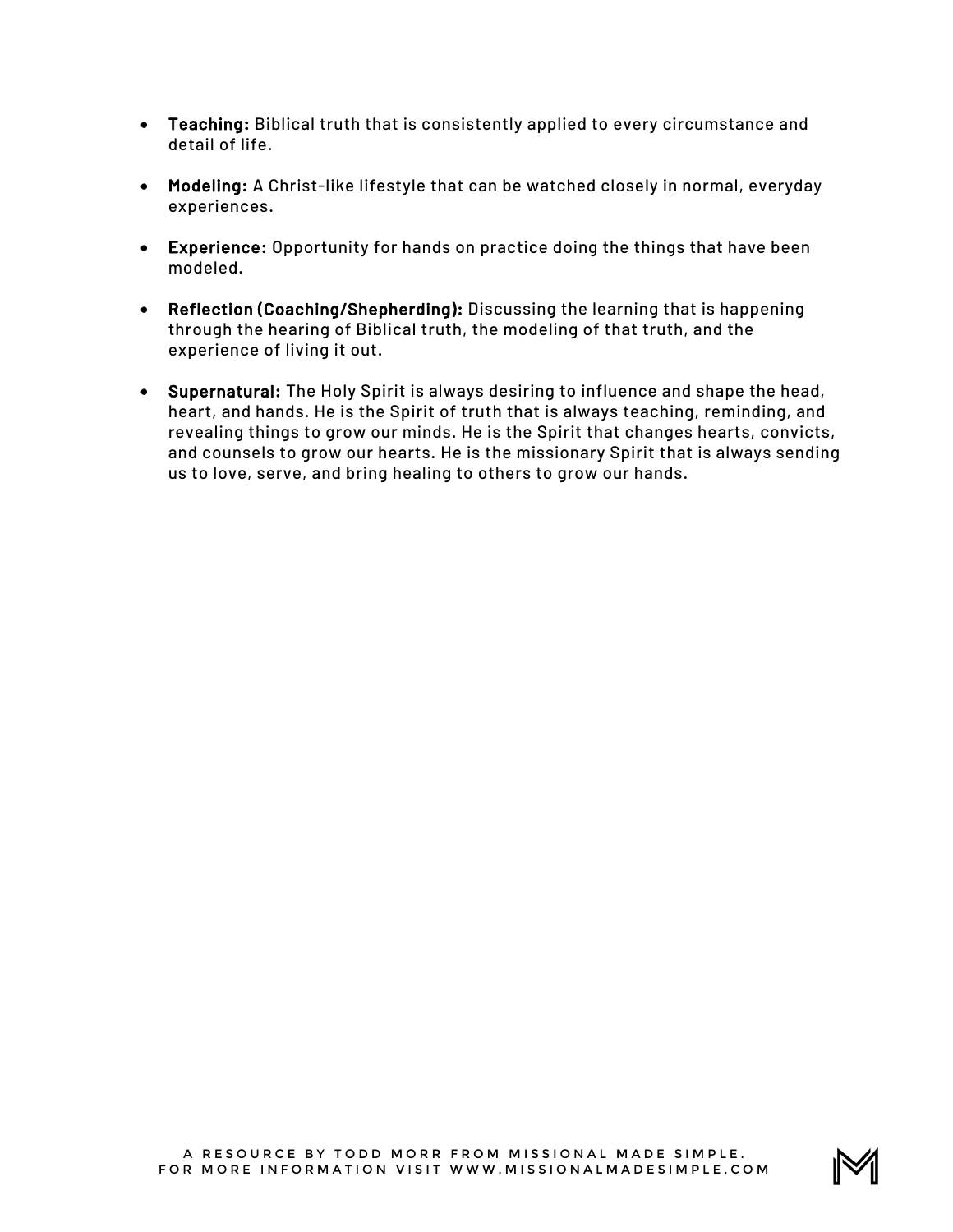- **Teaching:** Biblical truth that is consistently applied to every circumstance and detail of life.
- **Modeling:** A Christ-like lifestyle that can be watched closely in normal, everyday experiences.
- **Experience:** Opportunity for hands on practice doing the things that have been modeled.
- **Reflection (Coaching/Shepherding):** Discussing the learning that is happening through the hearing of Biblical truth, the modeling of that truth, and the experience of living it out.
- **Supernatural:** The Holy Spirit is always desiring to influence and shape the head, heart, and hands. He is the Spirit of truth that is always teaching, reminding, and revealing things to grow our minds. He is the Spirit that changes hearts, convicts, and counsels to grow our hearts. He is the missionary Spirit that is always sending us to love, serve, and bring healing to others to grow our hands.